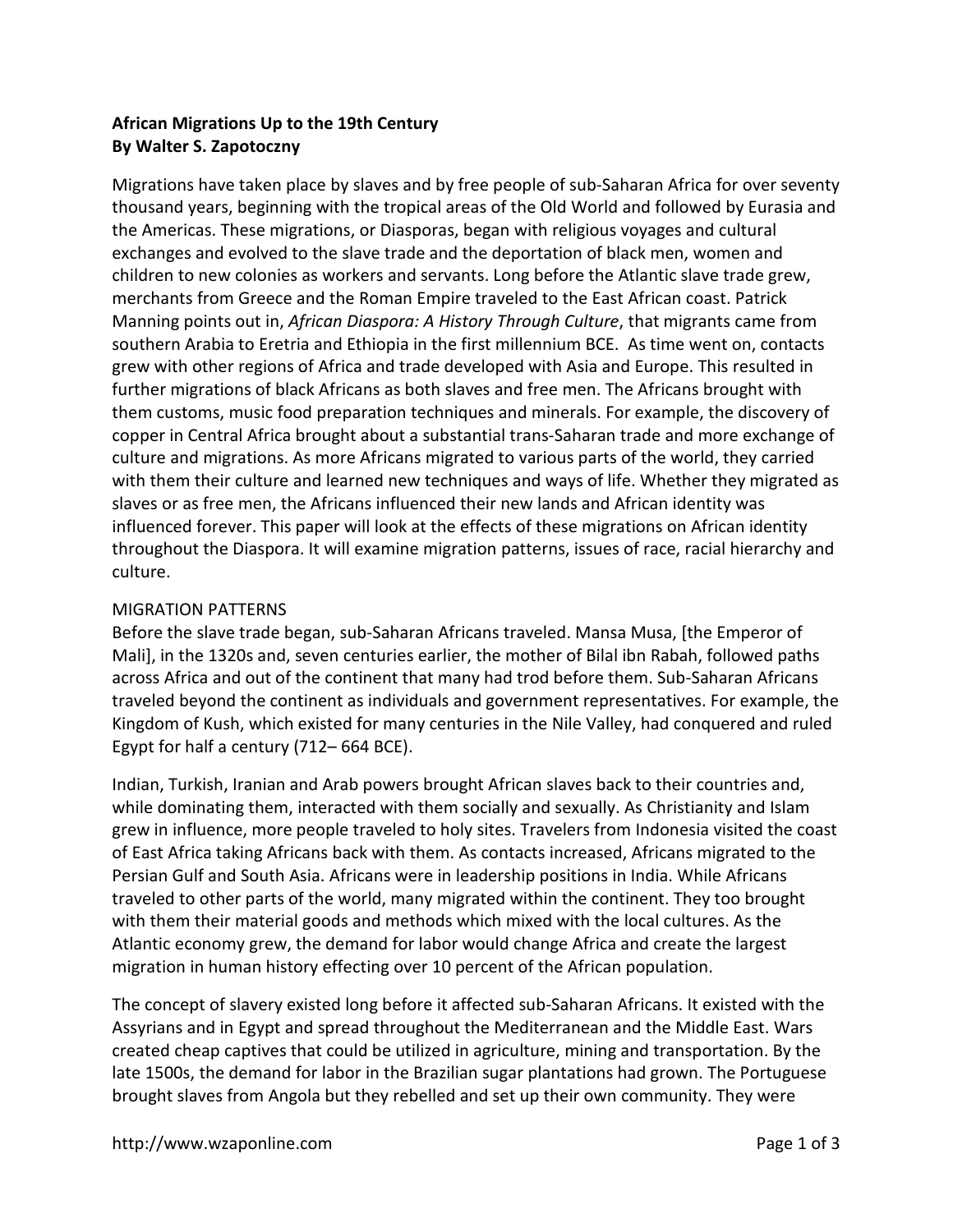**African Migrations Up to the 19th Century**
**By Walter S. Zapotoczny**

Migrations have taken place by slaves and by free people of sub-Saharan Africa for over seventy thousand years, beginning with the tropical areas of the Old World and followed by Eurasia and the Americas. These migrations, or Diasporas, began with religious voyages and cultural exchanges and evolved to the slave trade and the deportation of black men, women and children to new colonies as workers and servants. Long before the Atlantic slave trade grew, merchants from Greece and the Roman Empire traveled to the East African coast. Patrick Manning points out in, *African Diaspora: A History Through Culture*, that migrants came from southern Arabia to Eretria and Ethiopia in the first millennium BCE. As time went on, contacts grew with other regions of Africa and trade developed with Asia and Europe. This resulted in further migrations of black Africans as both slaves and free men. The Africans brought with them customs, music food preparation techniques and minerals. For example, the discovery of copper in Central Africa brought about a substantial trans-Saharan trade and more exchange of culture and migrations. As more Africans migrated to various parts of the world, they carried with them their culture and learned new techniques and ways of life. Whether they migrated as slaves or as free men, the Africans influenced their new lands and African identity was influenced forever. This paper will look at the effects of these migrations on African identity throughout the Diaspora. It will examine migration patterns, issues of race, racial hierarchy and culture.

MIGRATION PATTERNS

Before the slave trade began, sub-Saharan Africans traveled. Mansa Musa, [the Emperor of Mali], in the 1320s and, seven centuries earlier, the mother of Bilal ibn Rabah, followed paths across Africa and out of the continent that many had trod before them. Sub-Saharan Africans traveled beyond the continent as individuals and government representatives. For example, the Kingdom of Kush, which existed for many centuries in the Nile Valley, had conquered and ruled Egypt for half a century (712– 664 BCE).

Indian, Turkish, Iranian and Arab powers brought African slaves back to their countries and, while dominating them, interacted with them socially and sexually. As Christianity and Islam grew in influence, more people traveled to holy sites. Travelers from Indonesia visited the coast of East Africa taking Africans back with them. As contacts increased, Africans migrated to the Persian Gulf and South Asia. Africans were in leadership positions in India. While Africans traveled to other parts of the world, many migrated within the continent. They too brought with them their material goods and methods which mixed with the local cultures. As the Atlantic economy grew, the demand for labor would change Africa and create the largest migration in human history effecting over 10 percent of the African population.

The concept of slavery existed long before it affected sub-Saharan Africans. It existed with the Assyrians and in Egypt and spread throughout the Mediterranean and the Middle East. Wars created cheap captives that could be utilized in agriculture, mining and transportation. By the late 1500s, the demand for labor in the Brazilian sugar plantations had grown. The Portuguese brought slaves from Angola but they rebelled and set up their own community. They were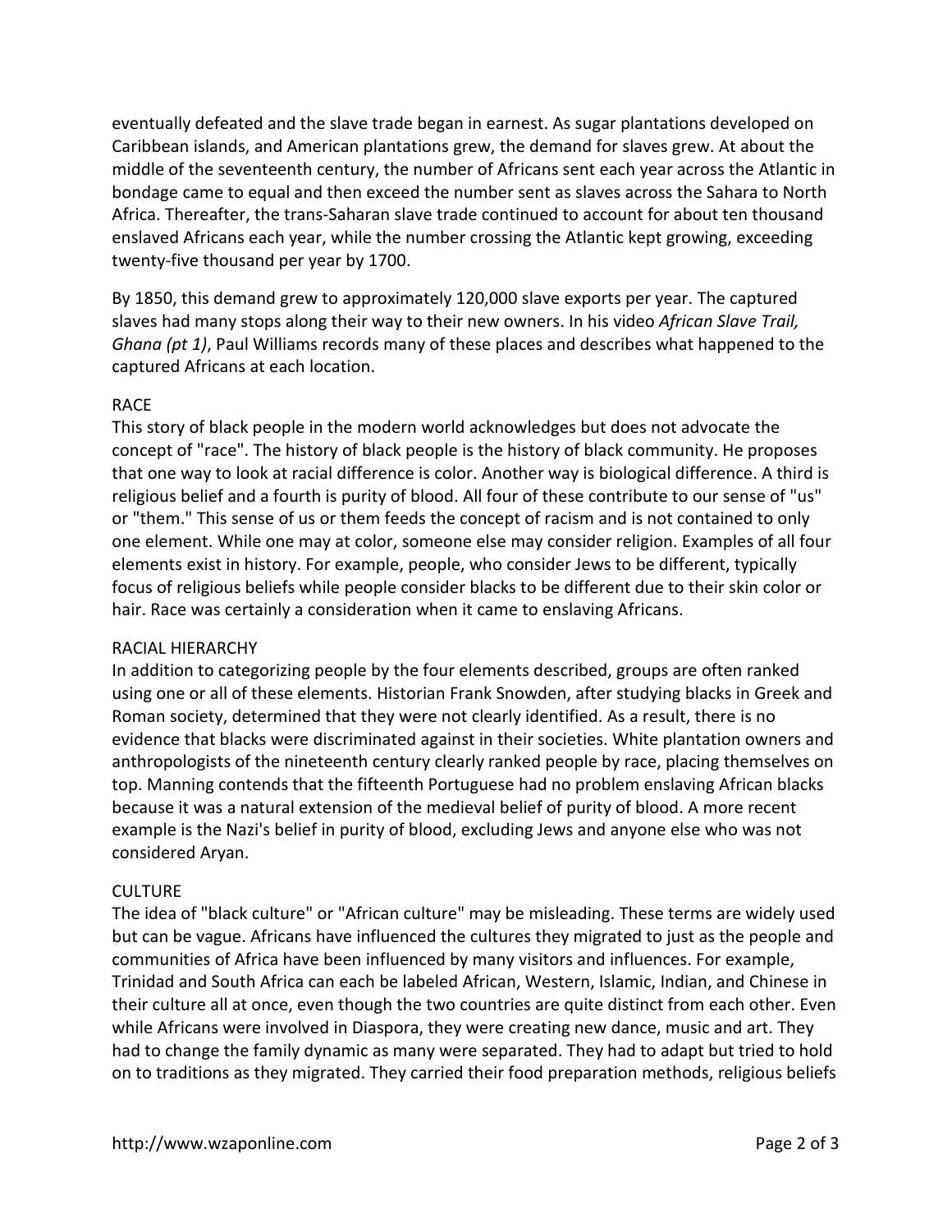eventually defeated and the slave trade began in earnest. As sugar plantations developed on Caribbean islands, and American plantations grew, the demand for slaves grew. At about the middle of the seventeenth century, the number of Africans sent each year across the Atlantic in bondage came to equal and then exceed the number sent as slaves across the Sahara to North Africa. Thereafter, the trans-Saharan slave trade continued to account for about ten thousand enslaved Africans each year, while the number crossing the Atlantic kept growing, exceeding twenty-five thousand per year by 1700.

By 1850, this demand grew to approximately 120,000 slave exports per year. The captured slaves had many stops along their way to their new owners. In his video *African Slave Trail, Ghana (pt 1)*, Paul Williams records many of these places and describes what happened to the captured Africans at each location.

## RACE

This story of black people in the modern world acknowledges but does not advocate the concept of "race". The history of black people is the history of black community. He proposes that one way to look at racial difference is color. Another way is biological difference. A third is religious belief and a fourth is purity of blood. All four of these contribute to our sense of "us" or "them." This sense of us or them feeds the concept of racism and is not contained to only one element. While one may at color, someone else may consider religion. Examples of all four elements exist in history. For example, people, who consider Jews to be different, typically focus of religious beliefs while people consider blacks to be different due to their skin color or hair. Race was certainly a consideration when it came to enslaving Africans.

## RACIAL HIERARCHY

In addition to categorizing people by the four elements described, groups are often ranked using one or all of these elements. Historian Frank Snowden, after studying blacks in Greek and Roman society, determined that they were not clearly identified. As a result, there is no evidence that blacks were discriminated against in their societies. White plantation owners and anthropologists of the nineteenth century clearly ranked people by race, placing themselves on top. Manning contends that the fifteenth Portuguese had no problem enslaving African blacks because it was a natural extension of the medieval belief of purity of blood. A more recent example is the Nazi's belief in purity of blood, excluding Jews and anyone else who was not considered Aryan.

## CULTURE

The idea of "black culture" or "African culture" may be misleading. These terms are widely used but can be vague. Africans have influenced the cultures they migrated to just as the people and communities of Africa have been influenced by many visitors and influences. For example, Trinidad and South Africa can each be labeled African, Western, Islamic, Indian, and Chinese in their culture all at once, even though the two countries are quite distinct from each other. Even while Africans were involved in Diaspora, they were creating new dance, music and art. They had to change the family dynamic as many were separated. They had to adapt but tried to hold on to traditions as they migrated. They carried their food preparation methods, religious beliefs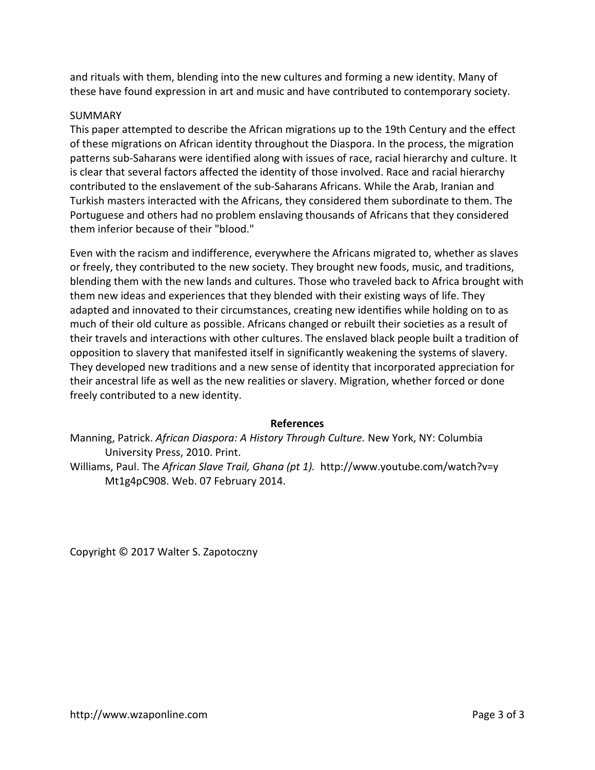and rituals with them, blending into the new cultures and forming a new identity. Many of these have found expression in art and music and have contributed to contemporary society.

## SUMMARY

This paper attempted to describe the African migrations up to the 19th Century and the effect of these migrations on African identity throughout the Diaspora. In the process, the migration patterns sub-Saharans were identified along with issues of race, racial hierarchy and culture. It is clear that several factors affected the identity of those involved. Race and racial hierarchy contributed to the enslavement of the sub-Saharans Africans. While the Arab, Iranian and Turkish masters interacted with the Africans, they considered them subordinate to them. The Portuguese and others had no problem enslaving thousands of Africans that they considered them inferior because of their "blood."

Even with the racism and indifference, everywhere the Africans migrated to, whether as slaves or freely, they contributed to the new society. They brought new foods, music, and traditions, blending them with the new lands and cultures. Those who traveled back to Africa brought with them new ideas and experiences that they blended with their existing ways of life. They adapted and innovated to their circumstances, creating new identifies while holding on to as much of their old culture as possible. Africans changed or rebuilt their societies as a result of their travels and interactions with other cultures. The enslaved black people built a tradition of opposition to slavery that manifested itself in significantly weakening the systems of slavery. They developed new traditions and a new sense of identity that incorporated appreciation for their ancestral life as well as the new realities or slavery. Migration, whether forced or done freely contributed to a new identity.

## References

Manning, Patrick. *African Diaspora: A History Through Culture.* New York, NY: Columbia University Press, 2010. Print.

Williams, Paul. The *African Slave Trail, Ghana (pt 1).* http://www.youtube.com/watch?v=yMt1g4pC908. Web. 07 February 2014.

Copyright © 2017 Walter S. Zapotoczny